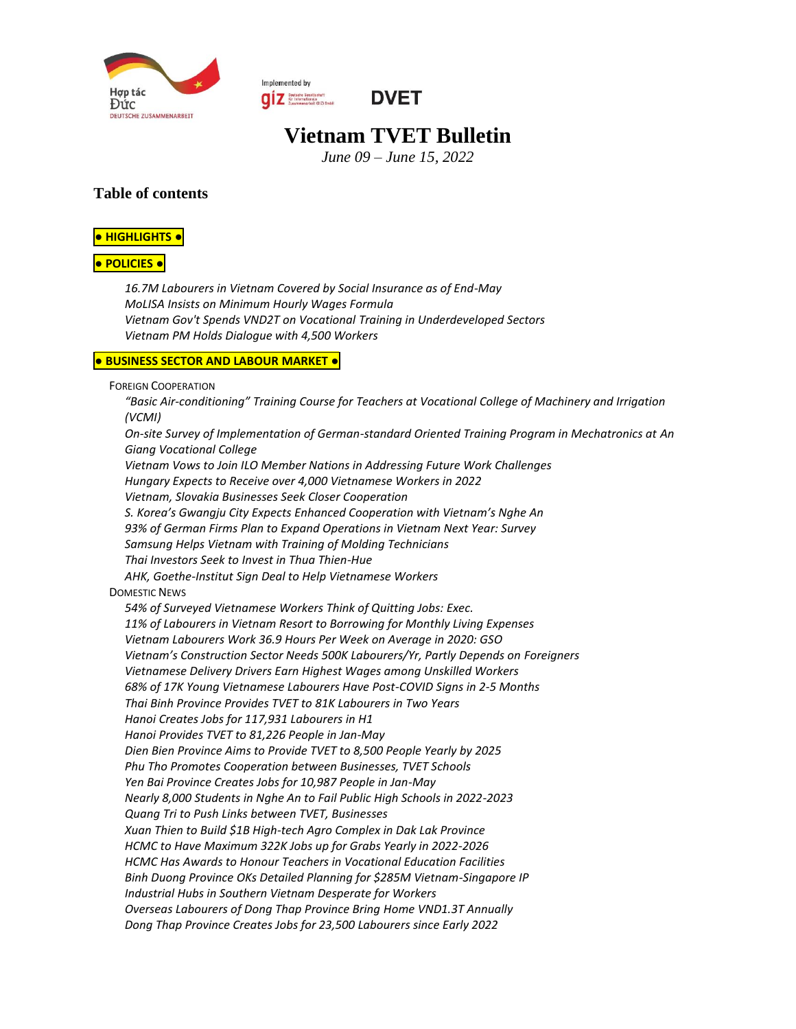# Vietnam TVET Bulletin

*June 09 – June 15, 2022*

## Table of contents

**● HIGHLIGHTS ●**

**● POLICIES ●**

- *16.7M Labourers in Vietnam Covered by Social Insurance as of End-May*
- *MoLISA Insists on Minimum Hourly Wages Formula*
- *Vietnam Gov't Spends VND2T on Vocational Training in Underdeveloped Sectors*
- *Vietnam PM Holds Dialogue with 4,500 Workers*

**● BUSINESS SECTOR AND LABOUR MARKET ●**

FOREIGN COOPERATION

- *"Basic Air-conditioning" Training Course for Teachers at Vocational College of Machinery and Irrigation (VCMI)*
- *On-site Survey of Implementation of German-standard Oriented Training Program in Mechatronics at An Giang Vocational College*
- *Vietnam Vows to Join ILO Member Nations in Addressing Future Work Challenges*
- *Hungary Expects to Receive over 4,000 Vietnamese Workers in 2022*
- *Vietnam, Slovakia Businesses Seek Closer Cooperation*
- *S. Korea's Gwangju City Expects Enhanced Cooperation with Vietnam's Nghe An*
- *93% of German Firms Plan to Expand Operations in Vietnam Next Year: Survey*
- *Samsung Helps Vietnam with Training of Molding Technicians*
- *Thai Investors Seek to Invest in Thua Thien-Hue*
- *AHK, Goethe-Institut Sign Deal to Help Vietnamese Workers*

DOMESTIC NEWS

- *54% of Surveyed Vietnamese Workers Think of Quitting Jobs: Exec.*
- *11% of Labourers in Vietnam Resort to Borrowing for Monthly Living Expenses*
- *Vietnam Labourers Work 36.9 Hours Per Week on Average in 2020: GSO*
- *Vietnam's Construction Sector Needs 500K Labourers/Yr, Partly Depends on Foreigners*
- *Vietnamese Delivery Drivers Earn Highest Wages among Unskilled Workers*
- *68% of 17K Young Vietnamese Labourers Have Post-COVID Signs in 2-5 Months*
- *Thai Binh Province Provides TVET to 81K Labourers in Two Years*
- *Hanoi Creates Jobs for 117,931 Labourers in H1*
- *Hanoi Provides TVET to 81,226 People in Jan-May*
- *Dien Bien Province Aims to Provide TVET to 8,500 People Yearly by 2025*
- *Phu Tho Promotes Cooperation between Businesses, TVET Schools*
- *Yen Bai Province Creates Jobs for 10,987 People in Jan-May*
- *Nearly 8,000 Students in Nghe An to Fail Public High Schools in 2022-2023*
- *Quang Tri to Push Links between TVET, Businesses*
- *Xuan Thien to Build $1B High-tech Agro Complex in Dak Lak Province*
- *HCMC to Have Maximum 322K Jobs up for Grabs Yearly in 2022-2026*
- *HCMC Has Awards to Honour Teachers in Vocational Education Facilities*
- *Binh Duong Province OKs Detailed Planning for $285M Vietnam-Singapore IP*
- *Industrial Hubs in Southern Vietnam Desperate for Workers*
- *Overseas Labourers of Dong Thap Province Bring Home VND1.3T Annually*
- *Dong Thap Province Creates Jobs for 23,500 Labourers since Early 2022*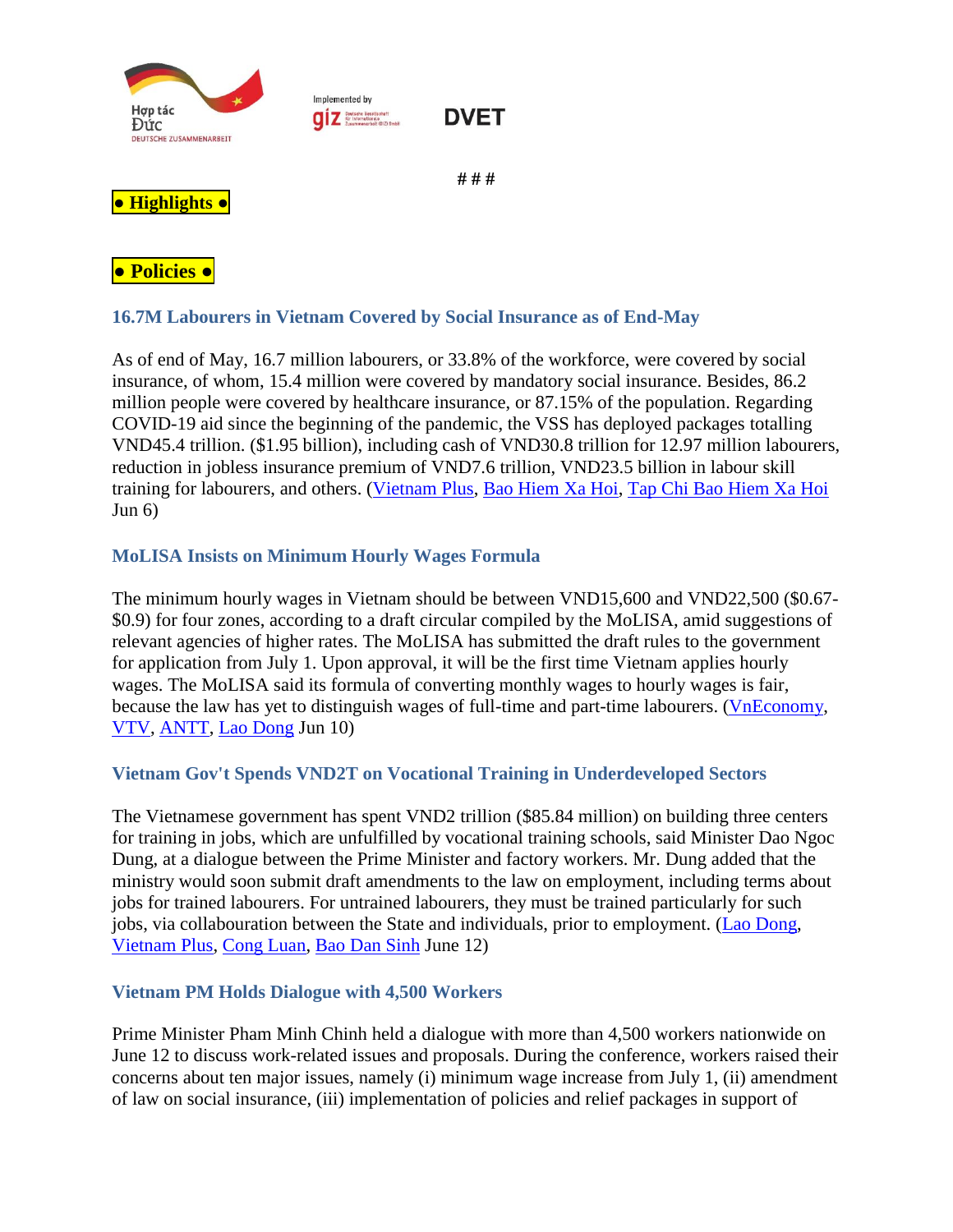# # #

**● Highlights ●**

**● Policies ●**

### 16.7M Labourers in Vietnam Covered by Social Insurance as of End-May

As of end of May, 16.7 million labourers, or 33.8% of the workforce, were covered by social insurance, of whom, 15.4 million were covered by mandatory social insurance. Besides, 86.2 million people were covered by healthcare insurance, or 87.15% of the population. Regarding COVID-19 aid since the beginning of the pandemic, the VSS has deployed packages totalling VND45.4 trillion. ($1.95 billion), including cash of VND30.8 trillion for 12.97 million labourers, reduction in jobless insurance premium of VND7.6 trillion, VND23.5 billion in labour skill training for labourers, and others. (Vietnam Plus, Bao Hiem Xa Hoi, Tap Chi Bao Hiem Xa Hoi Jun 6)

### MoLISA Insists on Minimum Hourly Wages Formula

The minimum hourly wages in Vietnam should be between VND15,600 and VND22,500 ($0.67-$0.9) for four zones, according to a draft circular compiled by the MoLISA, amid suggestions of relevant agencies of higher rates. The MoLISA has submitted the draft rules to the government for application from July 1. Upon approval, it will be the first time Vietnam applies hourly wages. The MoLISA said its formula of converting monthly wages to hourly wages is fair, because the law has yet to distinguish wages of full-time and part-time labourers. (VnEconomy, VTV, ANTT, Lao Dong Jun 10)

### Vietnam Gov't Spends VND2T on Vocational Training in Underdeveloped Sectors

The Vietnamese government has spent VND2 trillion ($85.84 million) on building three centers for training in jobs, which are unfulfilled by vocational training schools, said Minister Dao Ngoc Dung, at a dialogue between the Prime Minister and factory workers. Mr. Dung added that the ministry would soon submit draft amendments to the law on employment, including terms about jobs for trained labourers. For untrained labourers, they must be trained particularly for such jobs, via collabouration between the State and individuals, prior to employment. (Lao Dong, Vietnam Plus, Cong Luan, Bao Dan Sinh June 12)

### Vietnam PM Holds Dialogue with 4,500 Workers

Prime Minister Pham Minh Chinh held a dialogue with more than 4,500 workers nationwide on June 12 to discuss work-related issues and proposals. During the conference, workers raised their concerns about ten major issues, namely (i) minimum wage increase from July 1, (ii) amendment of law on social insurance, (iii) implementation of policies and relief packages in support of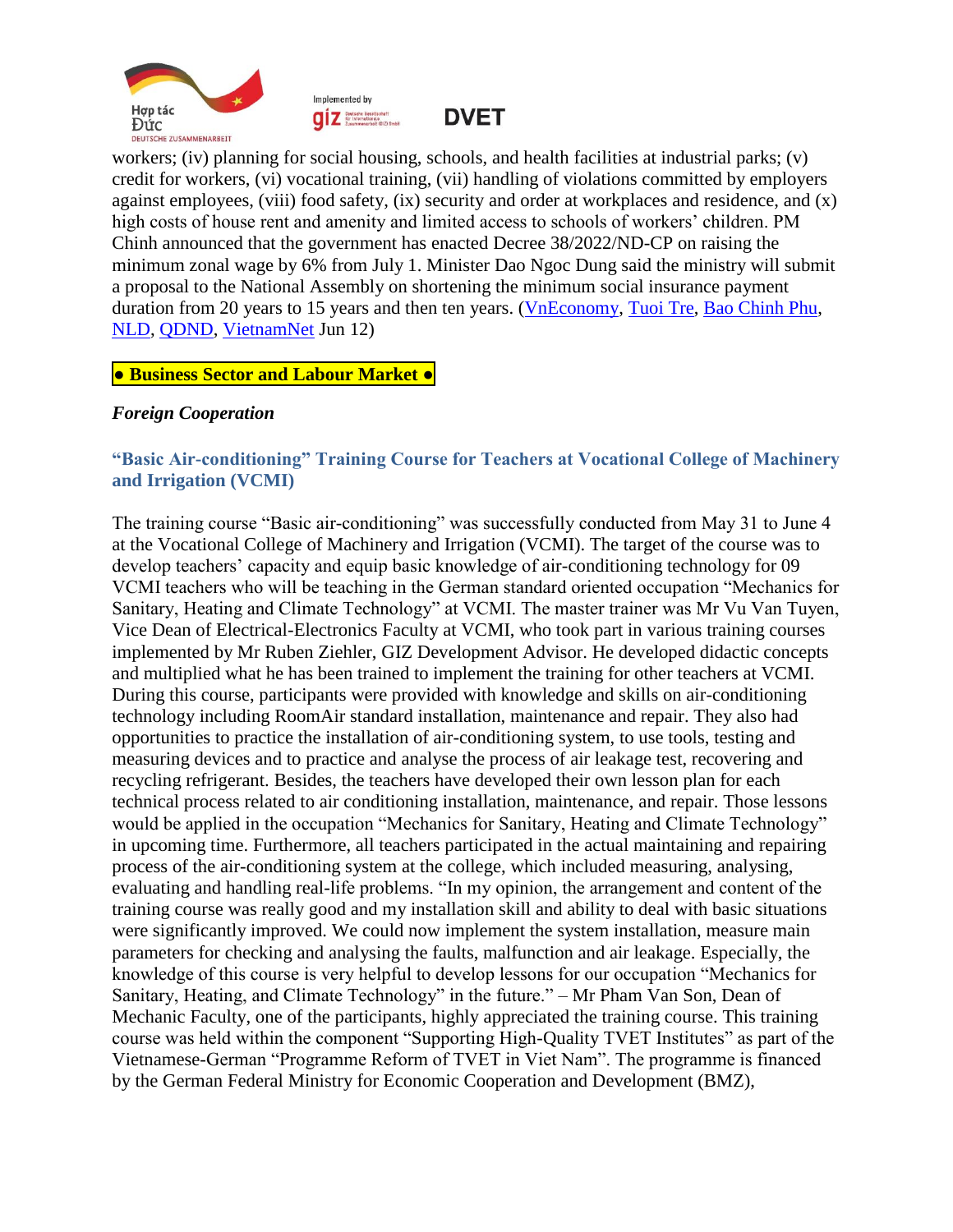workers; (iv) planning for social housing, schools, and health facilities at industrial parks; (v) credit for workers, (vi) vocational training, (vii) handling of violations committed by employers against employees, (viii) food safety, (ix) security and order at workplaces and residence, and (x) high costs of house rent and amenity and limited access to schools of workers' children. PM Chinh announced that the government has enacted Decree 38/2022/ND-CP on raising the minimum zonal wage by 6% from July 1. Minister Dao Ngoc Dung said the ministry will submit a proposal to the National Assembly on shortening the minimum social insurance payment duration from 20 years to 15 years and then ten years. (VnEconomy, Tuoi Tre, Bao Chinh Phu, NLD, QDND, VietnamNet Jun 12)

**● Business Sector and Labour Market ●**

***Foreign Cooperation***

### "Basic Air-conditioning" Training Course for Teachers at Vocational College of Machinery and Irrigation (VCMI)

The training course "Basic air-conditioning" was successfully conducted from May 31 to June 4 at the Vocational College of Machinery and Irrigation (VCMI). The target of the course was to develop teachers' capacity and equip basic knowledge of air-conditioning technology for 09 VCMI teachers who will be teaching in the German standard oriented occupation "Mechanics for Sanitary, Heating and Climate Technology" at VCMI. The master trainer was Mr Vu Van Tuyen, Vice Dean of Electrical-Electronics Faculty at VCMI, who took part in various training courses implemented by Mr Ruben Ziehler, GIZ Development Advisor. He developed didactic concepts and multiplied what he has been trained to implement the training for other teachers at VCMI. During this course, participants were provided with knowledge and skills on air-conditioning technology including RoomAir standard installation, maintenance and repair. They also had opportunities to practice the installation of air-conditioning system, to use tools, testing and measuring devices and to practice and analyse the process of air leakage test, recovering and recycling refrigerant. Besides, the teachers have developed their own lesson plan for each technical process related to air conditioning installation, maintenance, and repair. Those lessons would be applied in the occupation "Mechanics for Sanitary, Heating and Climate Technology" in upcoming time. Furthermore, all teachers participated in the actual maintaining and repairing process of the air-conditioning system at the college, which included measuring, analysing, evaluating and handling real-life problems. "In my opinion, the arrangement and content of the training course was really good and my installation skill and ability to deal with basic situations were significantly improved. We could now implement the system installation, measure main parameters for checking and analysing the faults, malfunction and air leakage. Especially, the knowledge of this course is very helpful to develop lessons for our occupation "Mechanics for Sanitary, Heating, and Climate Technology" in the future." – Mr Pham Van Son, Dean of Mechanic Faculty, one of the participants, highly appreciated the training course. This training course was held within the component "Supporting High-Quality TVET Institutes" as part of the Vietnamese-German "Programme Reform of TVET in Viet Nam". The programme is financed by the German Federal Ministry for Economic Cooperation and Development (BMZ),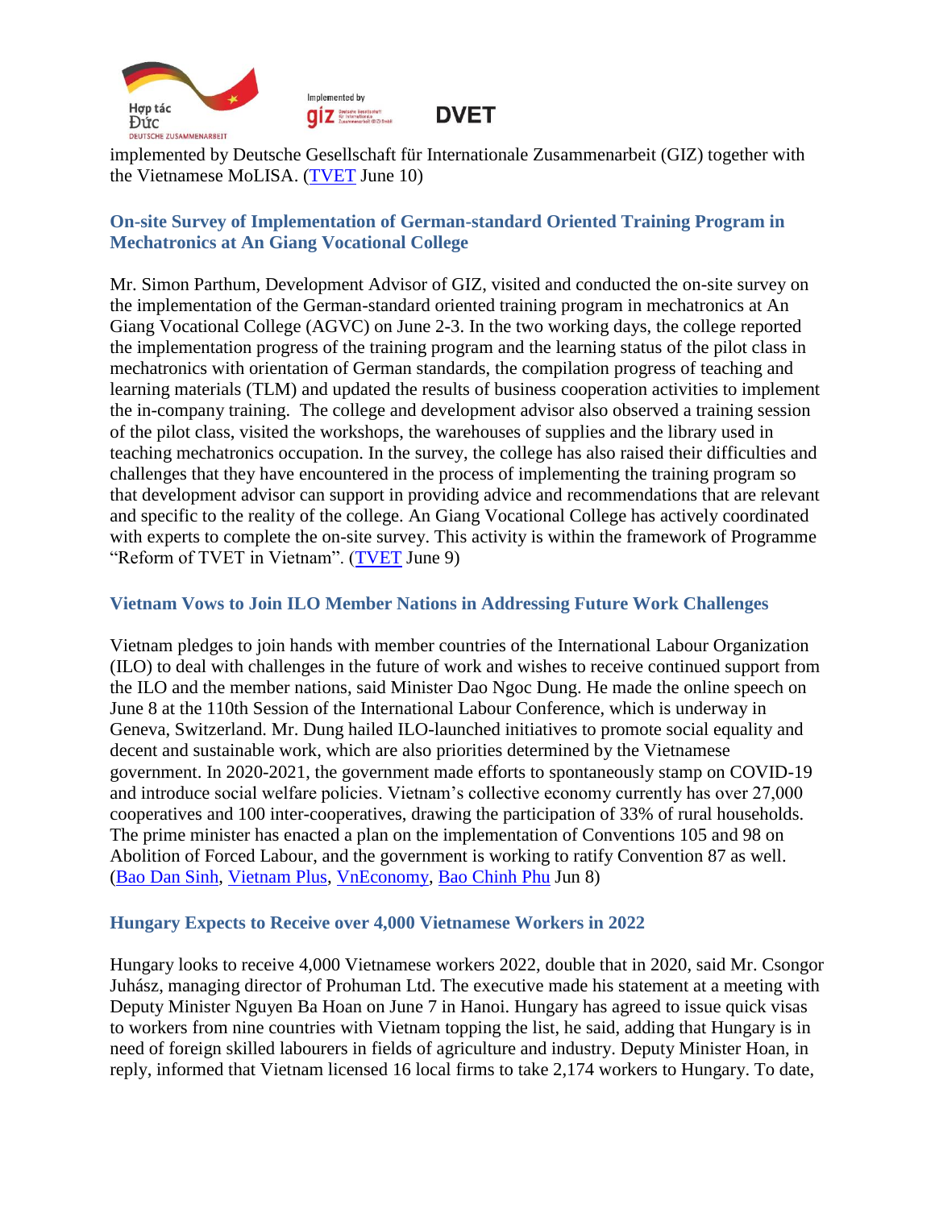implemented by Deutsche Gesellschaft für Internationale Zusammenarbeit (GIZ) together with the Vietnamese MoLISA. (TVET June 10)

### On-site Survey of Implementation of German-standard Oriented Training Program in Mechatronics at An Giang Vocational College

Mr. Simon Parthum, Development Advisor of GIZ, visited and conducted the on-site survey on the implementation of the German-standard oriented training program in mechatronics at An Giang Vocational College (AGVC) on June 2-3. In the two working days, the college reported the implementation progress of the training program and the learning status of the pilot class in mechatronics with orientation of German standards, the compilation progress of teaching and learning materials (TLM) and updated the results of business cooperation activities to implement the in-company training. The college and development advisor also observed a training session of the pilot class, visited the workshops, the warehouses of supplies and the library used in teaching mechatronics occupation. In the survey, the college has also raised their difficulties and challenges that they have encountered in the process of implementing the training program so that development advisor can support in providing advice and recommendations that are relevant and specific to the reality of the college. An Giang Vocational College has actively coordinated with experts to complete the on-site survey. This activity is within the framework of Programme "Reform of TVET in Vietnam". (TVET June 9)

### Vietnam Vows to Join ILO Member Nations in Addressing Future Work Challenges

Vietnam pledges to join hands with member countries of the International Labour Organization (ILO) to deal with challenges in the future of work and wishes to receive continued support from the ILO and the member nations, said Minister Dao Ngoc Dung. He made the online speech on June 8 at the 110th Session of the International Labour Conference, which is underway in Geneva, Switzerland. Mr. Dung hailed ILO-launched initiatives to promote social equality and decent and sustainable work, which are also priorities determined by the Vietnamese government. In 2020-2021, the government made efforts to spontaneously stamp on COVID-19 and introduce social welfare policies. Vietnam's collective economy currently has over 27,000 cooperatives and 100 inter-cooperatives, drawing the participation of 33% of rural households. The prime minister has enacted a plan on the implementation of Conventions 105 and 98 on Abolition of Forced Labour, and the government is working to ratify Convention 87 as well. (Bao Dan Sinh, Vietnam Plus, VnEconomy, Bao Chinh Phu Jun 8)

### Hungary Expects to Receive over 4,000 Vietnamese Workers in 2022

Hungary looks to receive 4,000 Vietnamese workers 2022, double that in 2020, said Mr. Csongor Juhász, managing director of Prohuman Ltd. The executive made his statement at a meeting with Deputy Minister Nguyen Ba Hoan on June 7 in Hanoi. Hungary has agreed to issue quick visas to workers from nine countries with Vietnam topping the list, he said, adding that Hungary is in need of foreign skilled labourers in fields of agriculture and industry. Deputy Minister Hoan, in reply, informed that Vietnam licensed 16 local firms to take 2,174 workers to Hungary. To date,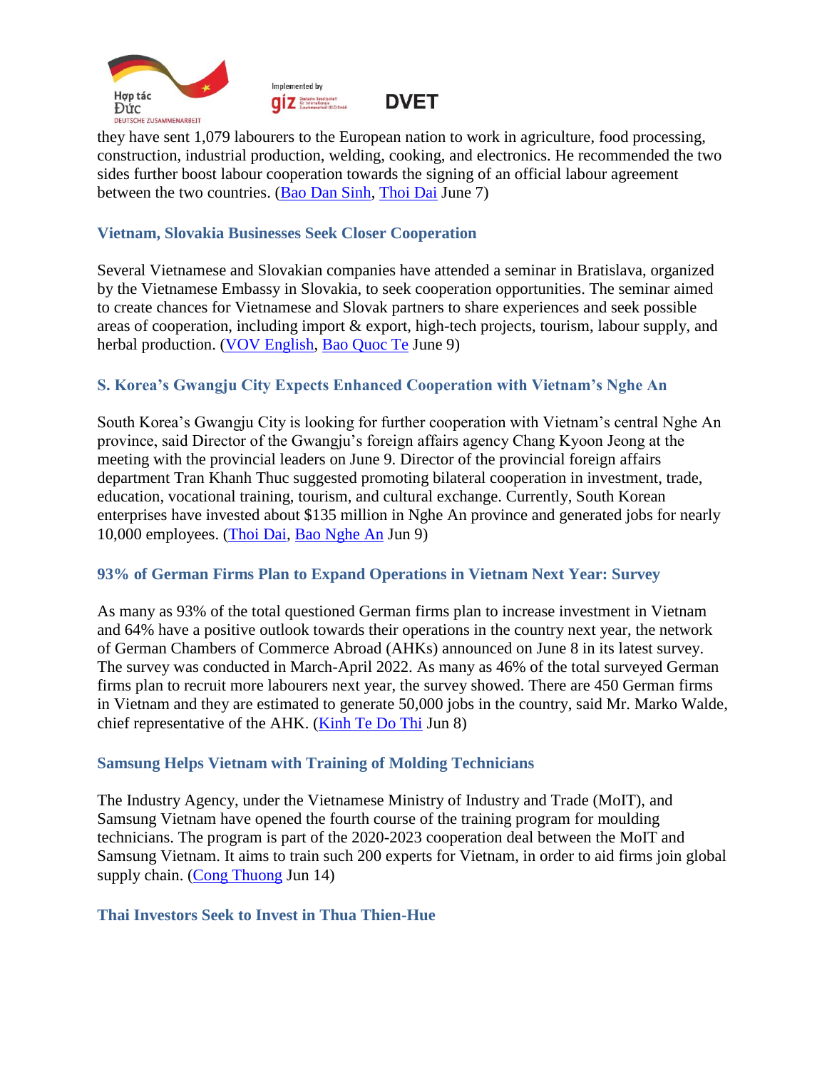they have sent 1,079 labourers to the European nation to work in agriculture, food processing, construction, industrial production, welding, cooking, and electronics. He recommended the two sides further boost labour cooperation towards the signing of an official labour agreement between the two countries. (Bao Dan Sinh, Thoi Dai June 7)

### Vietnam, Slovakia Businesses Seek Closer Cooperation

Several Vietnamese and Slovakian companies have attended a seminar in Bratislava, organized by the Vietnamese Embassy in Slovakia, to seek cooperation opportunities. The seminar aimed to create chances for Vietnamese and Slovak partners to share experiences and seek possible areas of cooperation, including import & export, high-tech projects, tourism, labour supply, and herbal production. (VOV English, Bao Quoc Te June 9)

### S. Korea's Gwangju City Expects Enhanced Cooperation with Vietnam's Nghe An

South Korea's Gwangju City is looking for further cooperation with Vietnam's central Nghe An province, said Director of the Gwangju's foreign affairs agency Chang Kyoon Jeong at the meeting with the provincial leaders on June 9. Director of the provincial foreign affairs department Tran Khanh Thuc suggested promoting bilateral cooperation in investment, trade, education, vocational training, tourism, and cultural exchange. Currently, South Korean enterprises have invested about $135 million in Nghe An province and generated jobs for nearly 10,000 employees. (Thoi Dai, Bao Nghe An Jun 9)

### 93% of German Firms Plan to Expand Operations in Vietnam Next Year: Survey

As many as 93% of the total questioned German firms plan to increase investment in Vietnam and 64% have a positive outlook towards their operations in the country next year, the network of German Chambers of Commerce Abroad (AHKs) announced on June 8 in its latest survey. The survey was conducted in March-April 2022. As many as 46% of the total surveyed German firms plan to recruit more labourers next year, the survey showed. There are 450 German firms in Vietnam and they are estimated to generate 50,000 jobs in the country, said Mr. Marko Walde, chief representative of the AHK. (Kinh Te Do Thi Jun 8)

### Samsung Helps Vietnam with Training of Molding Technicians

The Industry Agency, under the Vietnamese Ministry of Industry and Trade (MoIT), and Samsung Vietnam have opened the fourth course of the training program for moulding technicians. The program is part of the 2020-2023 cooperation deal between the MoIT and Samsung Vietnam. It aims to train such 200 experts for Vietnam, in order to aid firms join global supply chain. (Cong Thuong Jun 14)

### Thai Investors Seek to Invest in Thua Thien-Hue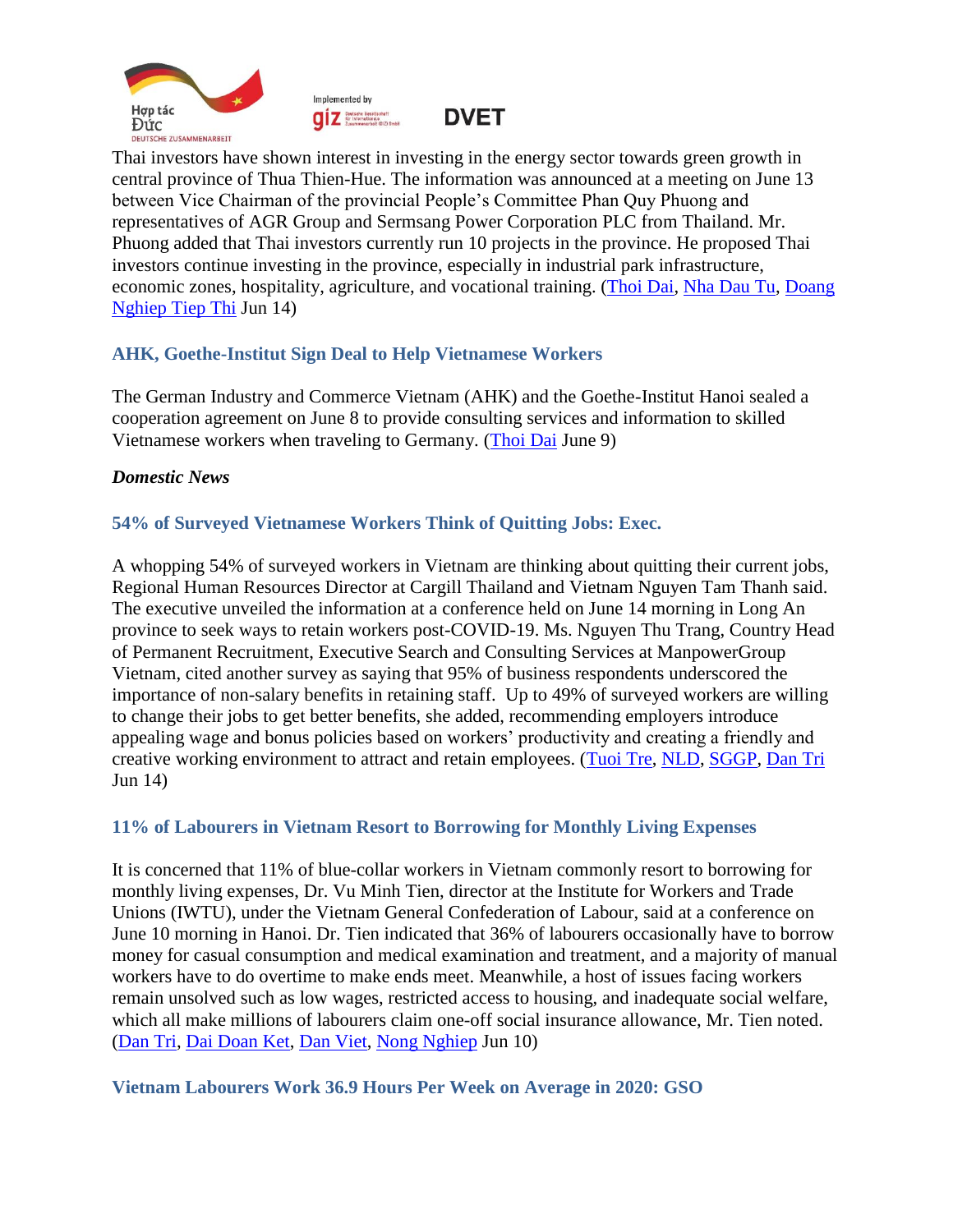Thai investors have shown interest in investing in the energy sector towards green growth in central province of Thua Thien-Hue. The information was announced at a meeting on June 13 between Vice Chairman of the provincial People's Committee Phan Quy Phuong and representatives of AGR Group and Sermsang Power Corporation PLC from Thailand. Mr. Phuong added that Thai investors currently run 10 projects in the province. He proposed Thai investors continue investing in the province, especially in industrial park infrastructure, economic zones, hospitality, agriculture, and vocational training. (Thoi Dai, Nha Dau Tu, Doang Nghiep Tiep Thi Jun 14)

### AHK, Goethe-Institut Sign Deal to Help Vietnamese Workers

The German Industry and Commerce Vietnam (AHK) and the Goethe-Institut Hanoi sealed a cooperation agreement on June 8 to provide consulting services and information to skilled Vietnamese workers when traveling to Germany. (Thoi Dai June 9)

***Domestic News***

### 54% of Surveyed Vietnamese Workers Think of Quitting Jobs: Exec.

A whopping 54% of surveyed workers in Vietnam are thinking about quitting their current jobs, Regional Human Resources Director at Cargill Thailand and Vietnam Nguyen Tam Thanh said. The executive unveiled the information at a conference held on June 14 morning in Long An province to seek ways to retain workers post-COVID-19. Ms. Nguyen Thu Trang, Country Head of Permanent Recruitment, Executive Search and Consulting Services at ManpowerGroup Vietnam, cited another survey as saying that 95% of business respondents underscored the importance of non-salary benefits in retaining staff. Up to 49% of surveyed workers are willing to change their jobs to get better benefits, she added, recommending employers introduce appealing wage and bonus policies based on workers' productivity and creating a friendly and creative working environment to attract and retain employees. (Tuoi Tre, NLD, SGGP, Dan Tri Jun 14)

### 11% of Labourers in Vietnam Resort to Borrowing for Monthly Living Expenses

It is concerned that 11% of blue-collar workers in Vietnam commonly resort to borrowing for monthly living expenses, Dr. Vu Minh Tien, director at the Institute for Workers and Trade Unions (IWTU), under the Vietnam General Confederation of Labour, said at a conference on June 10 morning in Hanoi. Dr. Tien indicated that 36% of labourers occasionally have to borrow money for casual consumption and medical examination and treatment, and a majority of manual workers have to do overtime to make ends meet. Meanwhile, a host of issues facing workers remain unsolved such as low wages, restricted access to housing, and inadequate social welfare, which all make millions of labourers claim one-off social insurance allowance, Mr. Tien noted. (Dan Tri, Dai Doan Ket, Dan Viet, Nong Nghiep Jun 10)

### Vietnam Labourers Work 36.9 Hours Per Week on Average in 2020: GSO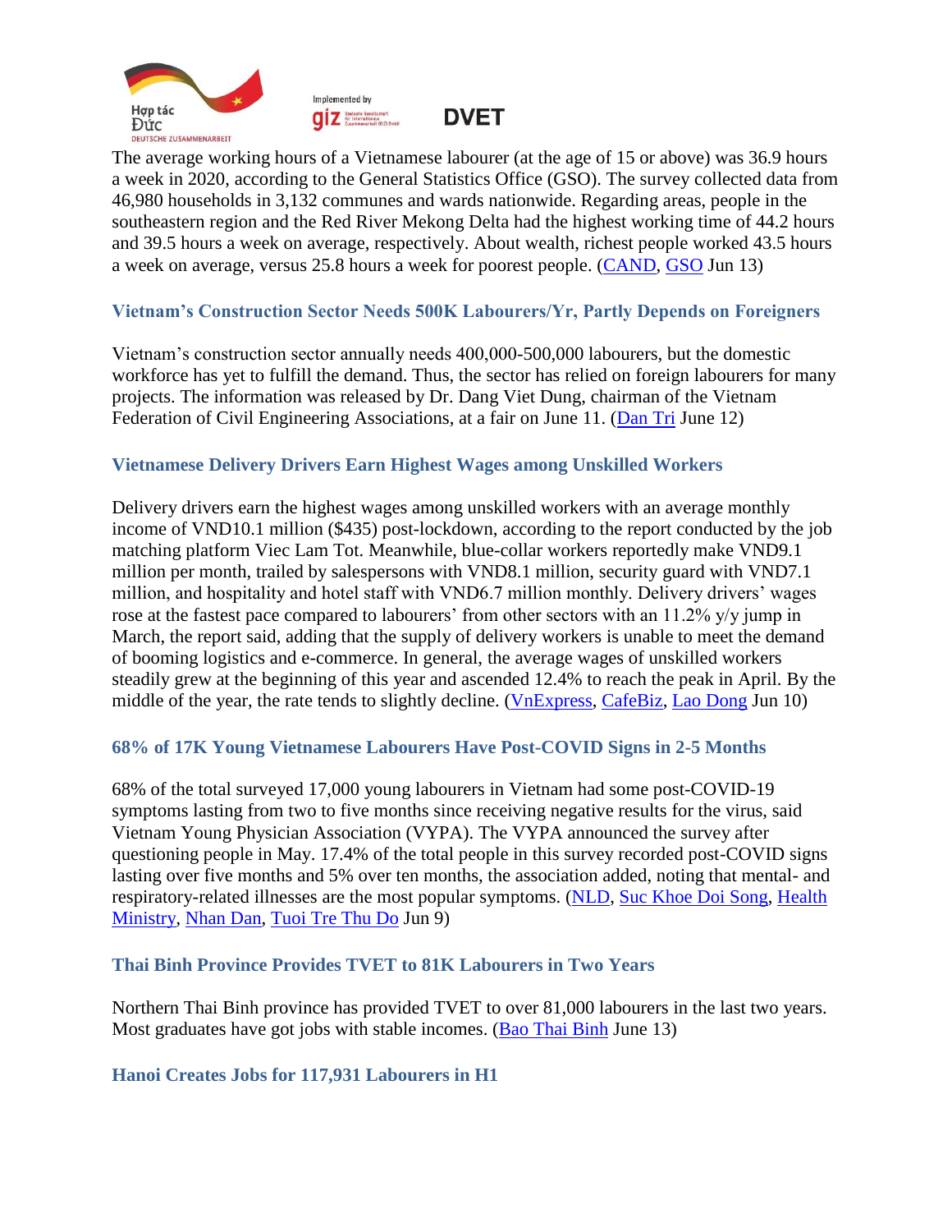The average working hours of a Vietnamese labourer (at the age of 15 or above) was 36.9 hours a week in 2020, according to the General Statistics Office (GSO). The survey collected data from 46,980 households in 3,132 communes and wards nationwide. Regarding areas, people in the southeastern region and the Red River Mekong Delta had the highest working time of 44.2 hours and 39.5 hours a week on average, respectively. About wealth, richest people worked 43.5 hours a week on average, versus 25.8 hours a week for poorest people. (CAND, GSO Jun 13)

### Vietnam's Construction Sector Needs 500K Labourers/Yr, Partly Depends on Foreigners

Vietnam's construction sector annually needs 400,000-500,000 labourers, but the domestic workforce has yet to fulfill the demand. Thus, the sector has relied on foreign labourers for many projects. The information was released by Dr. Dang Viet Dung, chairman of the Vietnam Federation of Civil Engineering Associations, at a fair on June 11. (Dan Tri June 12)

### Vietnamese Delivery Drivers Earn Highest Wages among Unskilled Workers

Delivery drivers earn the highest wages among unskilled workers with an average monthly income of VND10.1 million ($435) post-lockdown, according to the report conducted by the job matching platform Viec Lam Tot. Meanwhile, blue-collar workers reportedly make VND9.1 million per month, trailed by salespersons with VND8.1 million, security guard with VND7.1 million, and hospitality and hotel staff with VND6.7 million monthly. Delivery drivers' wages rose at the fastest pace compared to labourers' from other sectors with an 11.2% y/y jump in March, the report said, adding that the supply of delivery workers is unable to meet the demand of booming logistics and e-commerce. In general, the average wages of unskilled workers steadily grew at the beginning of this year and ascended 12.4% to reach the peak in April. By the middle of the year, the rate tends to slightly decline. (VnExpress, CafeBiz, Lao Dong Jun 10)

### 68% of 17K Young Vietnamese Labourers Have Post-COVID Signs in 2-5 Months

68% of the total surveyed 17,000 young labourers in Vietnam had some post-COVID-19 symptoms lasting from two to five months since receiving negative results for the virus, said Vietnam Young Physician Association (VYPA). The VYPA announced the survey after questioning people in May. 17.4% of the total people in this survey recorded post-COVID signs lasting over five months and 5% over ten months, the association added, noting that mental- and respiratory-related illnesses are the most popular symptoms. (NLD, Suc Khoe Doi Song, Health Ministry, Nhan Dan, Tuoi Tre Thu Do Jun 9)

### Thai Binh Province Provides TVET to 81K Labourers in Two Years

Northern Thai Binh province has provided TVET to over 81,000 labourers in the last two years. Most graduates have got jobs with stable incomes. (Bao Thai Binh June 13)

### Hanoi Creates Jobs for 117,931 Labourers in H1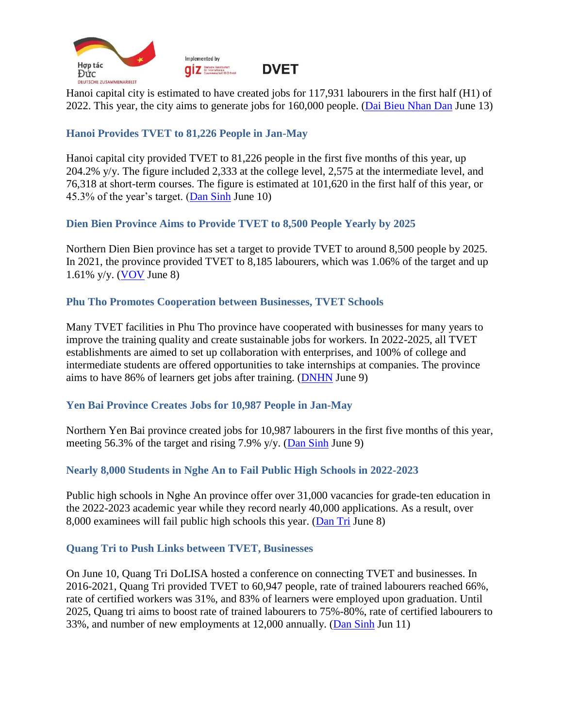Hanoi capital city is estimated to have created jobs for 117,931 labourers in the first half (H1) of 2022. This year, the city aims to generate jobs for 160,000 people. (Dai Bieu Nhan Dan June 13)

### Hanoi Provides TVET to 81,226 People in Jan-May

Hanoi capital city provided TVET to 81,226 people in the first five months of this year, up 204.2% y/y. The figure included 2,333 at the college level, 2,575 at the intermediate level, and 76,318 at short-term courses. The figure is estimated at 101,620 in the first half of this year, or 45.3% of the year's target. (Dan Sinh June 10)

### Dien Bien Province Aims to Provide TVET to 8,500 People Yearly by 2025

Northern Dien Bien province has set a target to provide TVET to around 8,500 people by 2025. In 2021, the province provided TVET to 8,185 labourers, which was 1.06% of the target and up 1.61% y/y. (VOV June 8)

### Phu Tho Promotes Cooperation between Businesses, TVET Schools

Many TVET facilities in Phu Tho province have cooperated with businesses for many years to improve the training quality and create sustainable jobs for workers. In 2022-2025, all TVET establishments are aimed to set up collaboration with enterprises, and 100% of college and intermediate students are offered opportunities to take internships at companies. The province aims to have 86% of learners get jobs after training. (DNHN June 9)

### Yen Bai Province Creates Jobs for 10,987 People in Jan-May

Northern Yen Bai province created jobs for 10,987 labourers in the first five months of this year, meeting 56.3% of the target and rising 7.9% y/y. (Dan Sinh June 9)

### Nearly 8,000 Students in Nghe An to Fail Public High Schools in 2022-2023

Public high schools in Nghe An province offer over 31,000 vacancies for grade-ten education in the 2022-2023 academic year while they record nearly 40,000 applications. As a result, over 8,000 examinees will fail public high schools this year. (Dan Tri June 8)

### Quang Tri to Push Links between TVET, Businesses

On June 10, Quang Tri DoLISA hosted a conference on connecting TVET and businesses. In 2016-2021, Quang Tri provided TVET to 60,947 people, rate of trained labourers reached 66%, rate of certified workers was 31%, and 83% of learners were employed upon graduation. Until 2025, Quang tri aims to boost rate of trained labourers to 75%-80%, rate of certified labourers to 33%, and number of new employments at 12,000 annually. (Dan Sinh Jun 11)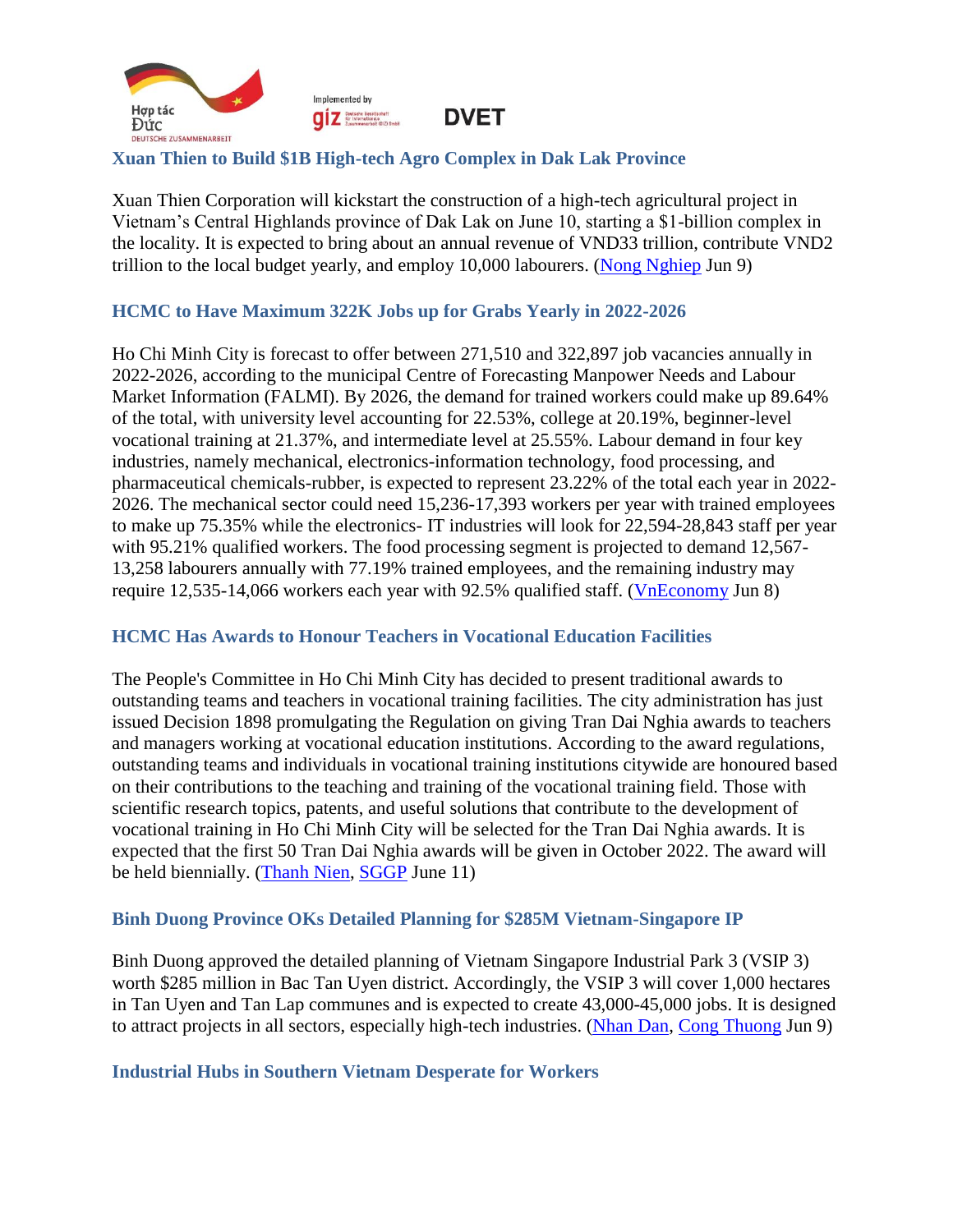## Xuan Thien to Build $1B High-tech Agro Complex in Dak Lak Province

Xuan Thien Corporation will kickstart the construction of a high-tech agricultural project in Vietnam's Central Highlands province of Dak Lak on June 10, starting a $1-billion complex in the locality. It is expected to bring about an annual revenue of VND33 trillion, contribute VND2 trillion to the local budget yearly, and employ 10,000 labourers. (Nong Nghiep Jun 9)

## HCMC to Have Maximum 322K Jobs up for Grabs Yearly in 2022-2026

Ho Chi Minh City is forecast to offer between 271,510 and 322,897 job vacancies annually in 2022-2026, according to the municipal Centre of Forecasting Manpower Needs and Labour Market Information (FALMI). By 2026, the demand for trained workers could make up 89.64% of the total, with university level accounting for 22.53%, college at 20.19%, beginner-level vocational training at 21.37%, and intermediate level at 25.55%. Labour demand in four key industries, namely mechanical, electronics-information technology, food processing, and pharmaceutical chemicals-rubber, is expected to represent 23.22% of the total each year in 2022-2026. The mechanical sector could need 15,236-17,393 workers per year with trained employees to make up 75.35% while the electronics- IT industries will look for 22,594-28,843 staff per year with 95.21% qualified workers. The food processing segment is projected to demand 12,567-13,258 labourers annually with 77.19% trained employees, and the remaining industry may require 12,535-14,066 workers each year with 92.5% qualified staff. (VnEconomy Jun 8)

## HCMC Has Awards to Honour Teachers in Vocational Education Facilities

The People's Committee in Ho Chi Minh City has decided to present traditional awards to outstanding teams and teachers in vocational training facilities. The city administration has just issued Decision 1898 promulgating the Regulation on giving Tran Dai Nghia awards to teachers and managers working at vocational education institutions. According to the award regulations, outstanding teams and individuals in vocational training institutions citywide are honoured based on their contributions to the teaching and training of the vocational training field. Those with scientific research topics, patents, and useful solutions that contribute to the development of vocational training in Ho Chi Minh City will be selected for the Tran Dai Nghia awards. It is expected that the first 50 Tran Dai Nghia awards will be given in October 2022. The award will be held biennially. (Thanh Nien, SGGP June 11)

## Binh Duong Province OKs Detailed Planning for $285M Vietnam-Singapore IP

Binh Duong approved the detailed planning of Vietnam Singapore Industrial Park 3 (VSIP 3) worth $285 million in Bac Tan Uyen district. Accordingly, the VSIP 3 will cover 1,000 hectares in Tan Uyen and Tan Lap communes and is expected to create 43,000-45,000 jobs. It is designed to attract projects in all sectors, especially high-tech industries. (Nhan Dan, Cong Thuong Jun 9)

## Industrial Hubs in Southern Vietnam Desperate for Workers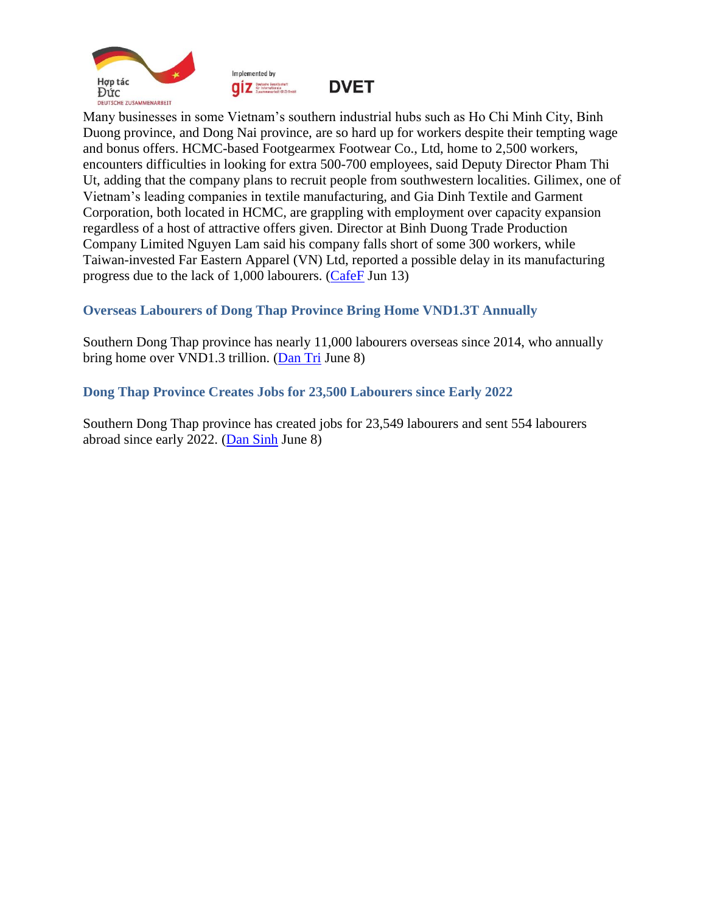Many businesses in some Vietnam's southern industrial hubs such as Ho Chi Minh City, Binh Duong province, and Dong Nai province, are so hard up for workers despite their tempting wage and bonus offers. HCMC-based Footgearmex Footwear Co., Ltd, home to 2,500 workers, encounters difficulties in looking for extra 500-700 employees, said Deputy Director Pham Thi Ut, adding that the company plans to recruit people from southwestern localities. Gilimex, one of Vietnam's leading companies in textile manufacturing, and Gia Dinh Textile and Garment Corporation, both located in HCMC, are grappling with employment over capacity expansion regardless of a host of attractive offers given. Director at Binh Duong Trade Production Company Limited Nguyen Lam said his company falls short of some 300 workers, while Taiwan-invested Far Eastern Apparel (VN) Ltd, reported a possible delay in its manufacturing progress due to the lack of 1,000 labourers. (CafeF Jun 13)

### Overseas Labourers of Dong Thap Province Bring Home VND1.3T Annually

Southern Dong Thap province has nearly 11,000 labourers overseas since 2014, who annually bring home over VND1.3 trillion. (Dan Tri June 8)

### Dong Thap Province Creates Jobs for 23,500 Labourers since Early 2022

Southern Dong Thap province has created jobs for 23,549 labourers and sent 554 labourers abroad since early 2022. (Dan Sinh June 8)